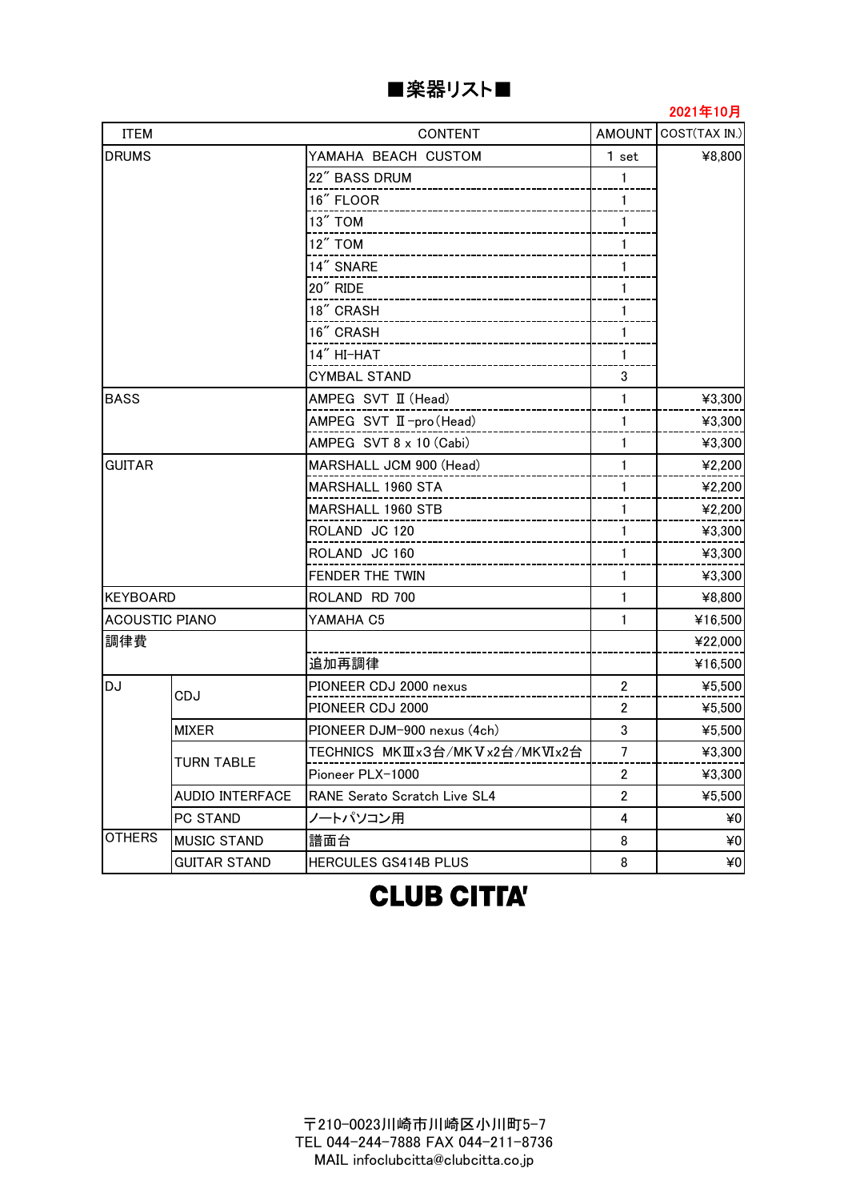# ■楽器リスト■

2021年10月

| ITEM | | CONTENT | AMOUNT | COST(TAX IN.) |
|---|---|---|---|---|
| DRUMS | | YAMAHA BEACH CUSTOM | 1 set | ¥8,800 |
| | | 22″ BASS DRUM | 1 | |
| | | 16″ FLOOR | 1 | |
| | | 13″ TOM | 1 | |
| | | 12″ TOM | 1 | |
| | | 14″ SNARE | 1 | |
| | | 20″ RIDE | 1 | |
| | | 18″ CRASH | 1 | |
| | | 16″ CRASH | 1 | |
| | | 14″ HI-HAT | 1 | |
| | | CYMBAL STAND | 3 | |
| BASS | | AMPEG SVT Ⅱ (Head) | 1 | ¥3,300 |
| | | AMPEG SVT Ⅱ-pro(Head) | 1 | ¥3,300 |
| | | AMPEG SVT 8 x 10 (Cabi) | 1 | ¥3,300 |
| GUITAR | | MARSHALL JCM 900 (Head) | 1 | ¥2,200 |
| | | MARSHALL 1960 STA | 1 | ¥2,200 |
| | | MARSHALL 1960 STB | 1 | ¥2,200 |
| | | ROLAND JC 120 | 1 | ¥3,300 |
| | | ROLAND JC 160 | 1 | ¥3,300 |
| | | FENDER THE TWIN | 1 | ¥3,300 |
| KEYBOARD | | ROLAND RD 700 | 1 | ¥8,800 |
| ACOUSTIC PIANO | | YAMAHA C5 | 1 | ¥16,500 |
| 調律費 | | | | ¥22,000 |
| | | 追加再調律 | | ¥16,500 |
| DJ | CDJ | PIONEER CDJ 2000 nexus | 2 | ¥5,500 |
| | | PIONEER CDJ 2000 | 2 | ¥5,500 |
| | MIXER | PIONEER DJM-900 nexus (4ch) | 3 | ¥5,500 |
| | TURN TABLE | TECHNICS MKⅢx3台/MKⅤx2台/MKⅥx2台 | 7 | ¥3,300 |
| | | Pioneer PLX-1000 | 2 | ¥3,300 |
| | AUDIO INTERFACE | RANE Serato Scratch Live SL4 | 2 | ¥5,500 |
| | PC STAND | ノートパソコン用 | 4 | ¥0 |
| OTHERS | MUSIC STAND | 譜面台 | 8 | ¥0 |
| | GUITAR STAND | HERCULES GS414B PLUS | 8 | ¥0 |

**CLUB CITTA'**

〒210-0023川崎市川崎区小川町5-7
TEL 044-244-7888 FAX 044-211-8736
MAIL infoclubcitta@clubcitta.co.jp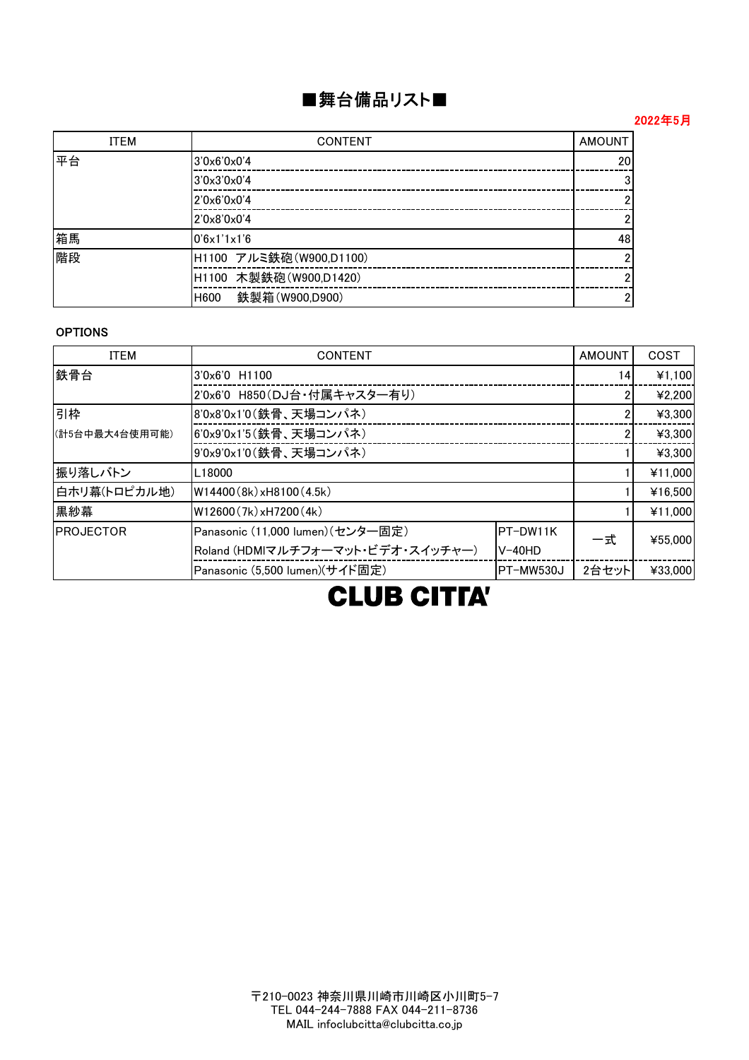# ■舞台備品リスト■

2022年5月

| ITEM | CONTENT | AMOUNT |
|---|---|---|
| 平台 | 3'0x6'0x0'4 | 20 |
| | 3'0x3'0x0'4 | 3 |
| | 2'0x6'0x0'4 | 2 |
| | 2'0x8'0x0'4 | 2 |
| 箱馬 | 0'6x1'1x1'6 | 48 |
| 階段 | H1100 アルミ鉄砲(W900,D1100) | 2 |
| | H1100 木製鉄砲(W900,D1420) | 2 |
| | H600 鉄製箱(W900,D900) | 2 |

**OPTIONS**

| ITEM | CONTENT | | AMOUNT | COST |
|---|---|---|---|---|
| 鉄骨台 | 3'0x6'0 H1100 | | 14 | ¥1,100 |
| | 2'0x6'0 H850(DJ台・付属キャスター有り) | | 2 | ¥2,200 |
| 引枠 (計5台中最大4台使用可能) | 8'0x8'0x1'0(鉄骨、天場コンパネ) | | 2 | ¥3,300 |
| | 6'0x9'0x1'5(鉄骨、天場コンパネ) | | 2 | ¥3,300 |
| | 9'0x9'0x1'0(鉄骨、天場コンパネ) | | 1 | ¥3,300 |
| 振り落しバトン | L18000 | | 1 | ¥11,000 |
| 白ホリ幕(トロピカル地) | W14400(8k)xH8100(4.5k) | | 1 | ¥16,500 |
| 黒紗幕 | W12600(7k)xH7200(4k) | | 1 | ¥11,000 |
| PROJECTOR | Panasonic (11,000 lumen)(センター固定) | PT-DW11K | 一式 | ¥55,000 |
| | Roland (HDMIマルチフォーマット・ビデオ・スイッチャー) | V-40HD | | |
| | Panasonic (5,500 lumen)(サイド固定) | PT-MW530J | 2台セット | ¥33,000 |

**CLUB CITTA'**

〒210-0023 神奈川県川崎市川崎区小川町5-7
TEL 044-244-7888 FAX 044-211-8736
MAIL infoclubcitta@clubcitta.co.jp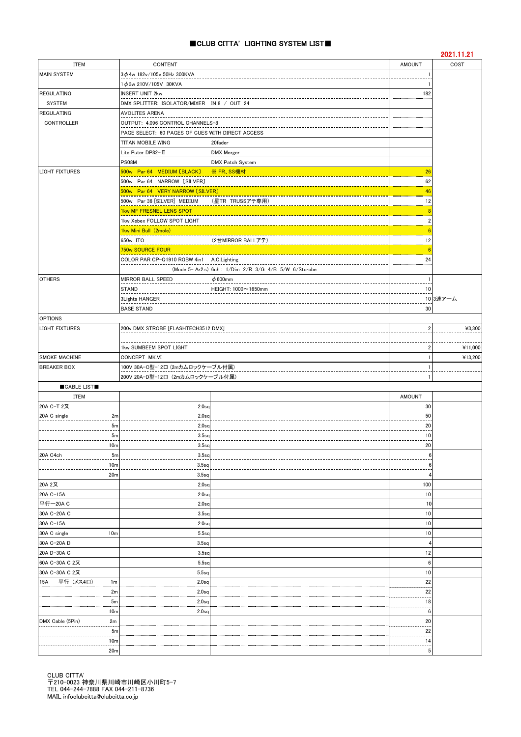# ■CLUB CITTA' LIGHTING SYSTEM LIST■

2021.11.21

| ITEM | CONTENT | | AMOUNT | COST |
|---|---|---|---|---|
| MAIN SYSTEM | 3φ4w 182v/105v 50Hz 300KVA | | 1 | |
| | 1φ3w 210V/105V 30KVA | | 1 | |
| REGULATING SYSTEM | INSERT UNIT 2kw | | 182 | |
| | DMX SPLITTER: ISOLATOR/MIXER IN 8 / OUT 24 | | | |
| REGULATING CONTROLLER | AVOLITES ARENA | | | |
| | OUTPUT: 4,096 CONTROL CHANNELS-8 | | | |
| | PAGE SELECT: 60 PAGES OF CUES WITH DIRECT ACCESS | | | |
| | TITAN MOBILE WING | 20fader | | |
| | Lite Puter DP82-Ⅱ | DMX Merger | | |
| | PS08M | DMX Patch System | | |
| LIGHT FIXTURES | 500w Par 64 MEDIUM〔BLACK〕 | ※FR、SS機材 | 26 | |
| | 500w Par 64 NARROW〔SILVER〕 | | 62 | |
| | 500w Par 64 VERY NARROW〔SILVER〕 | | 46 | |
| | 500w Par 36〔SILVER〕MEDIUM | (星TR TRUSSアテ専用) | 12 | |
| | 1kw MF FRESNEL LENS SPOT | | 8 | |
| | 1kw Xebex FOLLOW SPOT LIGHT | | 2 | |
| | 1kw Mini Bull (2mole) | | 6 | |
| | 650w ITO | (2台MIRROR BALLアテ) | 12 | |
| | 750w SOURCE FOUR | | 6 | |
| | COLOR PAR CP-Q1910 RGBW 4in1 | A.C.Lighting | 24 | |
| | (Mode 5- Ar2.s) 6ch : 1/Dim 2/R 3/G 4/B 5/W 6/Storobe | | | |
| OTHERS | MIRROR BALL SPEED | φ600mm | 1 | |
| | STAND | HEIGHT: 1000～1650mm | 10 | |
| | 3Lights HANGER | | 10 | 3連アーム |
| | BASE STAND | | 30 | |
| OPTIONS | | | | |
| LIGHT FIXTURES | 200v DMX STROBE [FLASHTECH3512 DMX] | | 2 | ¥3,300 |
| | 1kw SUMBEEM SPOT LIGHT | | 2 | ¥11,000 |
| SMOKE MACHINE | CONCEPT MK.VI | | 1 | ¥13,200 |
| BREAKER BOX | 100V 30A-C型-12口 (2mカムロックケーブル付属) | | 1 | |
| | 200V 20A-D型-12口 (2mカムロックケーブル付属) | | 1 | |

## ■CABLE LIST■

| ITEM | | | | AMOUNT | |
|---|---|---|---|---|---|
| 20A C-T 2又 | | 2.0sq | | 30 | |
| 20A C single | 2m | 2.0sq | | 50 | |
| | 5m | 2.0sq | | 20 | |
| | 5m | 3.5sq | | 10 | |
| | 10m | 3.5sq | | 20 | |
| 20A C4ch | 5m | 3.5sq | | 6 | |
| | 10m | 3.5sq | | 6 | |
| | 20m | 3.5sq | | 4 | |
| 20A 2又 | | 2.0sq | | 100 | |
| 20A C-15A | | 2.0sq | | 10 | |
| 平行—20A C | | 2.0sq | | 10 | |
| 30A C-20A C | | 3.5sq | | 10 | |
| 30A C-15A | | 2.0sq | | 10 | |
| 30A C single | 10m | 5.5sq | | 10 | |
| 30A C-20A D | | 3.5sq | | 4 | |
| 20A D-30A C | | 3.5sq | | 12 | |
| 60A C-30A C 2又 | | 5.5sq | | 6 | |
| 30A C-30A C 2又 | | 5.5sq | | 10 | |
| 15A 平行 (メス4口) | 1m | 2.0sq | | 22 | |
| | 2m | 2.0sq | | 22 | |
| | 5m | 2.0sq | | 18 | |
| | 10m | 2.0sq | | 6 | |
| DMX Cable (5Pin) | 2m | | | 20 | |
| | 5m | | | 22 | |
| | 10m | | | 14 | |
| | 20m | | | 5 | |

CLUB CITTA'
〒210-0023 神奈川県川崎市川崎区小川町5-7
TEL 044-244-7888 FAX 044-211-8736
MAIL infoclubcitta@clubcitta.co.jp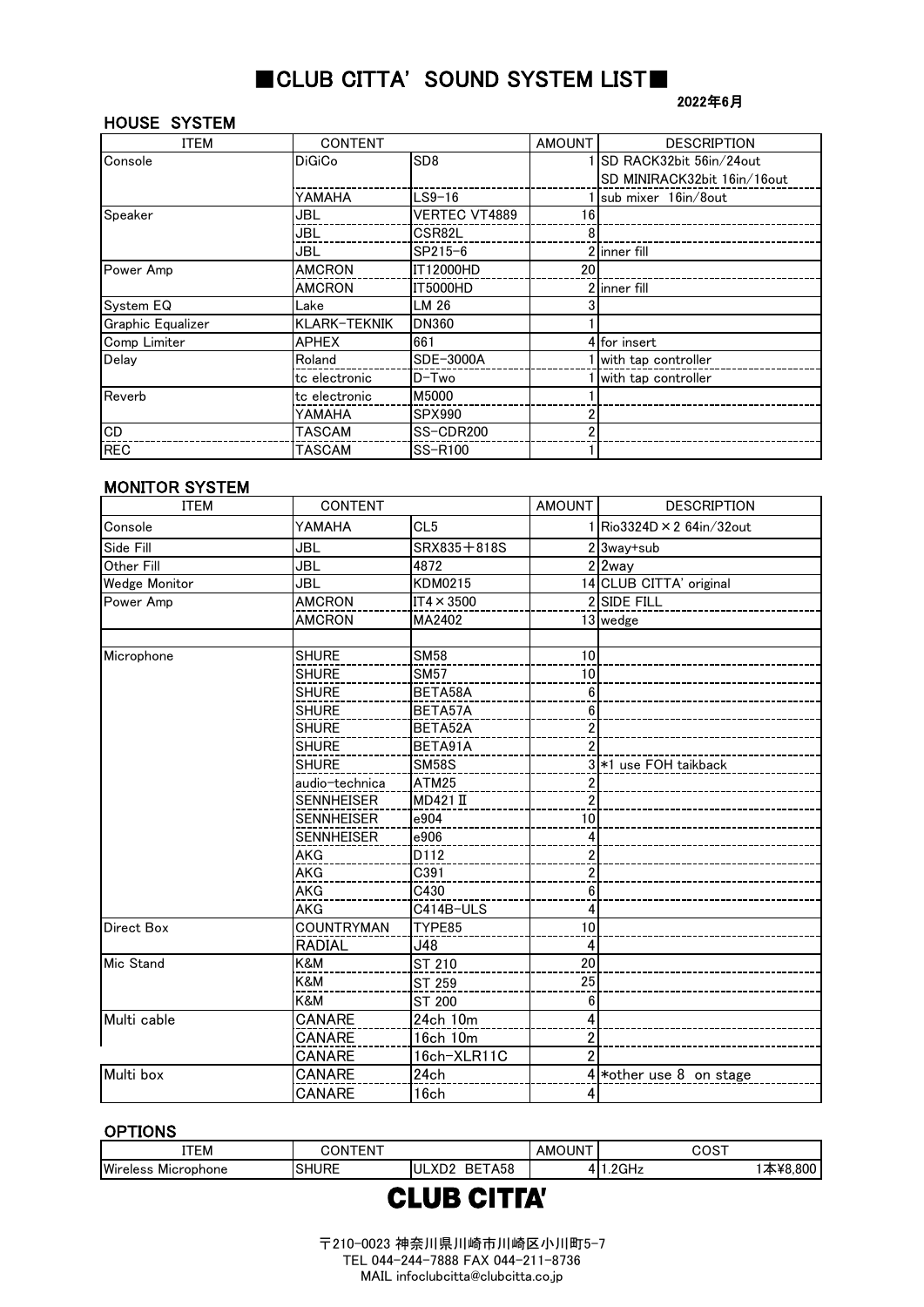# ■CLUB CITTA' SOUND SYSTEM LIST■

2022年6月

## HOUSE SYSTEM

| ITEM | CONTENT | | AMOUNT | DESCRIPTION |
|---|---|---|---|---|
| Console | DiGiCo | SD8 | 1 | SD RACK32bit 56in/24out |
| | | | | SD MINIRACK32bit 16in/16out |
| | YAMAHA | LS9-16 | 1 | sub mixer 16in/8out |
| Speaker | JBL | VERTEC VT4889 | 16 | |
| | JBL | CSR82L | 8 | |
| | JBL | SP215-6 | 2 | inner fill |
| Power Amp | AMCRON | IT12000HD | 20 | |
| | AMCRON | IT5000HD | 2 | inner fill |
| System EQ | Lake | LM 26 | 3 | |
| Graphic Equalizer | KLARK-TEKNIK | DN360 | 1 | |
| Comp Limiter | APHEX | 661 | 4 | for insert |
| Delay | Roland | SDE-3000A | 1 | with tap controller |
| | tc electronic | D-Two | 1 | with tap controller |
| Reverb | tc electronic | M5000 | 1 | |
| | YAMAHA | SPX990 | 2 | |
| CD | TASCAM | SS-CDR200 | 2 | |
| REC | TASCAM | SS-R100 | 1 | |

## MONITOR SYSTEM

| ITEM | CONTENT | | AMOUNT | DESCRIPTION |
|---|---|---|---|---|
| Console | YAMAHA | CL5 | 1 | Rio3324D×2 64in/32out |
| Side Fill | JBL | SRX835＋818S | 2 | 3way+sub |
| Other Fill | JBL | 4872 | 2 | 2way |
| Wedge Monitor | JBL | KDM0215 | 14 | CLUB CITTA' original |
| Power Amp | AMCRON | IT4×3500 | 2 | SIDE FILL |
| | AMCRON | MA2402 | 13 | wedge |
| | | | | |
| Microphone | SHURE | SM58 | 10 | |
| | SHURE | SM57 | 10 | |
| | SHURE | BETA58A | 6 | |
| | SHURE | BETA57A | 6 | |
| | SHURE | BETA52A | 2 | |
| | SHURE | BETA91A | 2 | |
| | SHURE | SM58S | 3 | *1 use FOH taikback |
| | audio-technica | ATM25 | 2 | |
| | SENNHEISER | MD421 Ⅱ | 2 | |
| | SENNHEISER | e904 | 10 | |
| | SENNHEISER | e906 | 4 | |
| | AKG | D112 | 2 | |
| | AKG | C391 | 2 | |
| | AKG | C430 | 6 | |
| | AKG | C414B-ULS | 4 | |
| Direct Box | COUNTRYMAN | TYPE85 | 10 | |
| | RADIAL | J48 | 4 | |
| Mic Stand | K&M | ST 210 | 20 | |
| | K&M | ST 259 | 25 | |
| | K&M | ST 200 | 6 | |
| Multi cable | CANARE | 24ch 10m | 4 | |
| | CANARE | 16ch 10m | 2 | |
| | CANARE | 16ch-XLR11C | 2 | |
| Multi box | CANARE | 24ch | 4 | *other use 8 on stage |
| | CANARE | 16ch | 4 | |

## OPTIONS

| ITEM | CONTENT | | AMOUNT | COST | |
|---|---|---|---|---|---|
| Wireless Microphone | SHURE | ULXD2 BETA58 | 4 | 1.2GHz | 1本¥8,800 |

**CLUB CITTA'**

〒210-0023 神奈川県川崎市川崎区小川町5-7
TEL 044-244-7888 FAX 044-211-8736
MAIL infoclubcitta@clubcitta.co.jp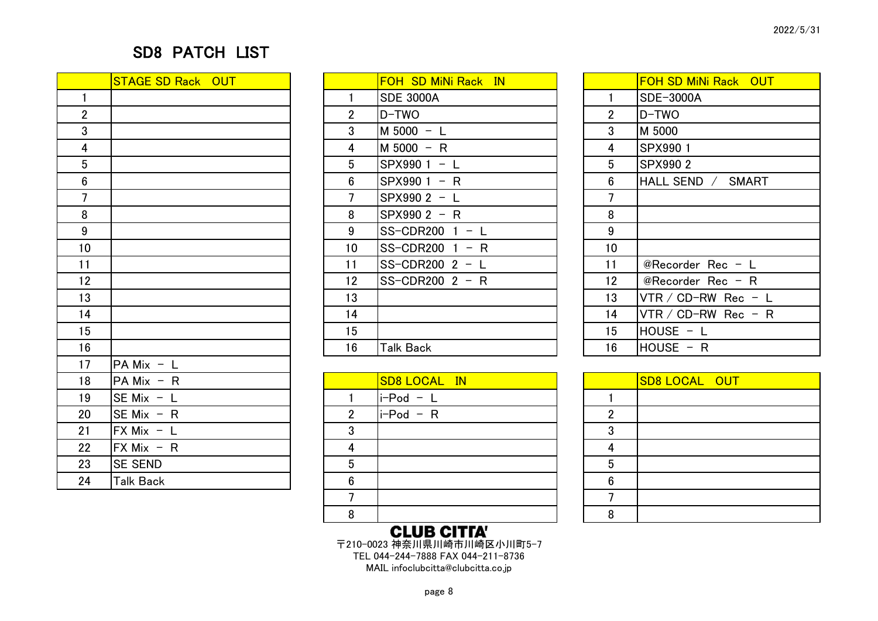2022/5/31

# SD8 PATCH LIST

| | STAGE SD Rack OUT |
|---|---|
| 1 | |
| 2 | |
| 3 | |
| 4 | |
| 5 | |
| 6 | |
| 7 | |
| 8 | |
| 9 | |
| 10 | |
| 11 | |
| 12 | |
| 13 | |
| 14 | |
| 15 | |
| 16 | |
| 17 | PA Mix – L |
| 18 | PA Mix – R |
| 19 | SE Mix – L |
| 20 | SE Mix – R |
| 21 | FX Mix – L |
| 22 | FX Mix – R |
| 23 | SE SEND |
| 24 | Talk Back |

| | FOH SD MiNi Rack IN |
|---|---|
| 1 | SDE 3000A |
| 2 | D-TWO |
| 3 | M 5000 – L |
| 4 | M 5000 – R |
| 5 | SPX990 1 – L |
| 6 | SPX990 1 – R |
| 7 | SPX990 2 – L |
| 8 | SPX990 2 – R |
| 9 | SS-CDR200 1 – L |
| 10 | SS-CDR200 1 – R |
| 11 | SS-CDR200 2 – L |
| 12 | SS-CDR200 2 – R |
| 13 | |
| 14 | |
| 15 | |
| 16 | Talk Back |

| | SD8 LOCAL IN |
|---|---|
| 1 | i-Pod – L |
| 2 | i-Pod – R |
| 3 | |
| 4 | |
| 5 | |
| 6 | |
| 7 | |
| 8 | |

| | FOH SD MiNi Rack OUT |
|---|---|
| 1 | SDE-3000A |
| 2 | D-TWO |
| 3 | M 5000 |
| 4 | SPX990 1 |
| 5 | SPX990 2 |
| 6 | HALL SEND / SMART |
| 7 | |
| 8 | |
| 9 | |
| 10 | |
| 11 | @Recorder Rec – L |
| 12 | @Recorder Rec – R |
| 13 | VTR / CD-RW Rec – L |
| 14 | VTR / CD-RW Rec – R |
| 15 | HOUSE – L |
| 16 | HOUSE – R |

| | SD8 LOCAL OUT |
|---|---|
| 1 | |
| 2 | |
| 3 | |
| 4 | |
| 5 | |
| 6 | |
| 7 | |
| 8 | |

**CLUB CITTA'**
〒210-0023 神奈川県川崎市川崎区小川町5-7
TEL 044-244-7888 FAX 044-211-8736
MAIL infoclubcitta@clubcitta.co.jp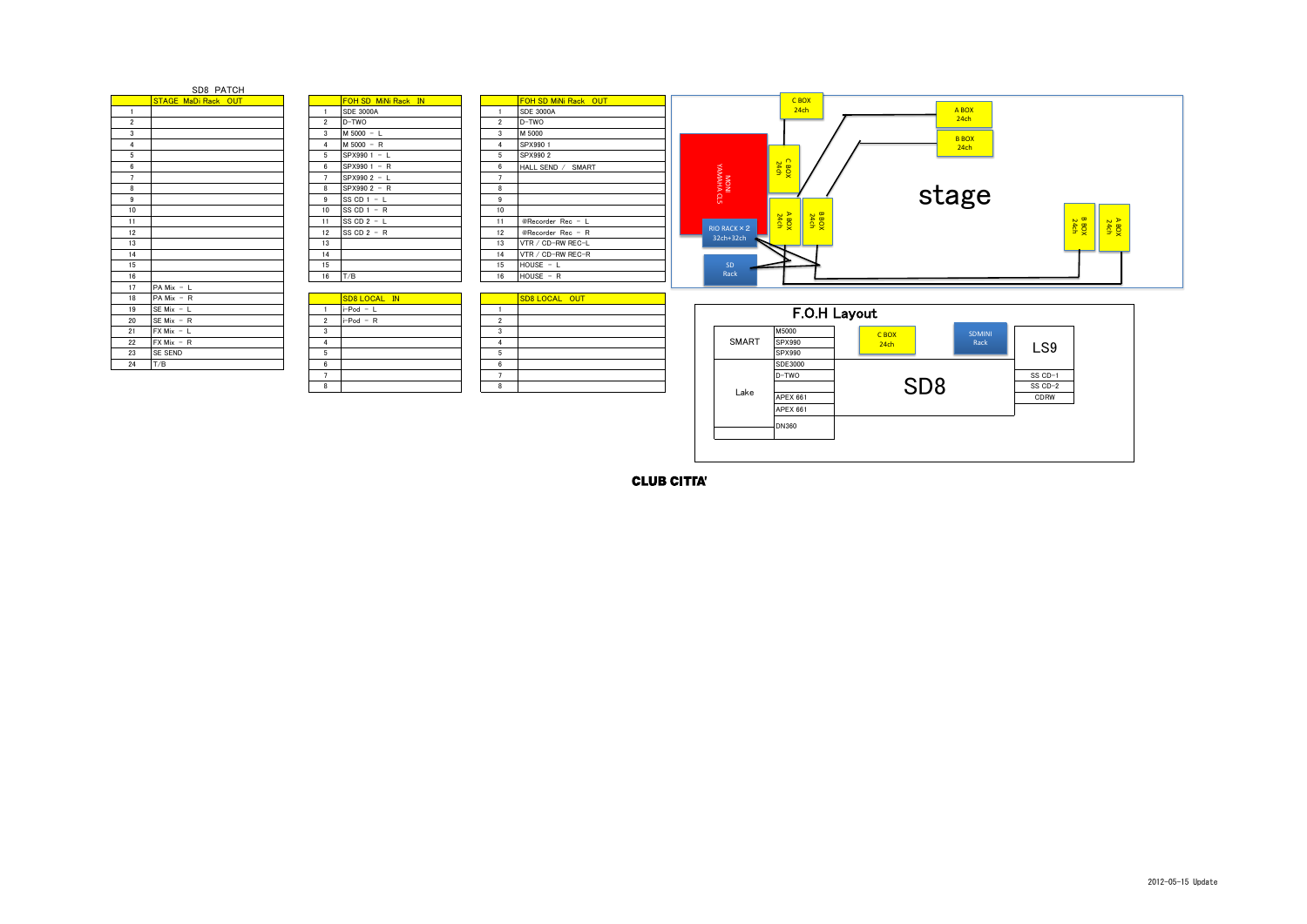## SD8 PATCH

| | STAGE MaDi Rack OUT |
|---|---|
| 1 | |
| 2 | |
| 3 | |
| 4 | |
| 5 | |
| 6 | |
| 7 | |
| 8 | |
| 9 | |
| 10 | |
| 11 | |
| 12 | |
| 13 | |
| 14 | |
| 15 | |
| 16 | |
| 17 | PA Mix － L |
| 18 | PA Mix － R |
| 19 | SE Mix － L |
| 20 | SE Mix － R |
| 21 | FX Mix － L |
| 22 | FX Mix － R |
| 23 | SE SEND |
| 24 | T/B |

| | FOH SD MiNi Rack IN |
|---|---|
| 1 | SDE 3000A |
| 2 | D-TWO |
| 3 | M 5000 － L |
| 4 | M 5000 － R |
| 5 | SPX990 1 － L |
| 6 | SPX990 1 － R |
| 7 | SPX990 2 － L |
| 8 | SPX990 2 － R |
| 9 | SS CD 1 － L |
| 10 | SS CD 1 － R |
| 11 | SS CD 2 － L |
| 12 | SS CD 2 － R |
| 13 | |
| 14 | |
| 15 | |
| 16 | T/B |

| | FOH SD MiNi Rack OUT |
|---|---|
| 1 | SDE 3000A |
| 2 | D-TWO |
| 3 | M 5000 |
| 4 | SPX990 1 |
| 5 | SPX990 2 |
| 6 | HALL SEND / SMART |
| 7 | |
| 8 | |
| 9 | |
| 10 | |
| 11 | ＠Recorder Rec － L |
| 12 | ＠Recorder Rec － R |
| 13 | VTR / CD-RW REC-L |
| 14 | VTR / CD-RW REC-R |
| 15 | HOUSE － L |
| 16 | HOUSE － R |

| | SD8 LOCAL IN |
|---|---|
| 1 | i-Pod － L |
| 2 | i-Pod － R |
| 3 | |
| 4 | |
| 5 | |
| 6 | |
| 7 | |
| 8 | |

| | SD8 LOCAL OUT |
|---|---|
| 1 | |
| 2 | |
| 3 | |
| 4 | |
| 5 | |
| 6 | |
| 7 | |
| 8 | |

stage

C BOX 24ch

A BOX 24ch

B BOX 24ch

MONI YAMAHA CL5

C BOX 24ch

A BOX 24ch

B BOX 24ch

RIO RACK × 2 32ch+32ch

SD Rack

B BOX 24ch

A BOX 24ch

## F.O.H Layout

SMART

M5000

SPX990

SPX990

SDE3000

D-TWO

Lake

APEX 661

APEX 661

DN360

C BOX 24ch

SDMINI Rack

SD8

LS9

SS CD-1

SS CD-2

CDRW

**CLUB CITTA'**

2012-05-15 Update